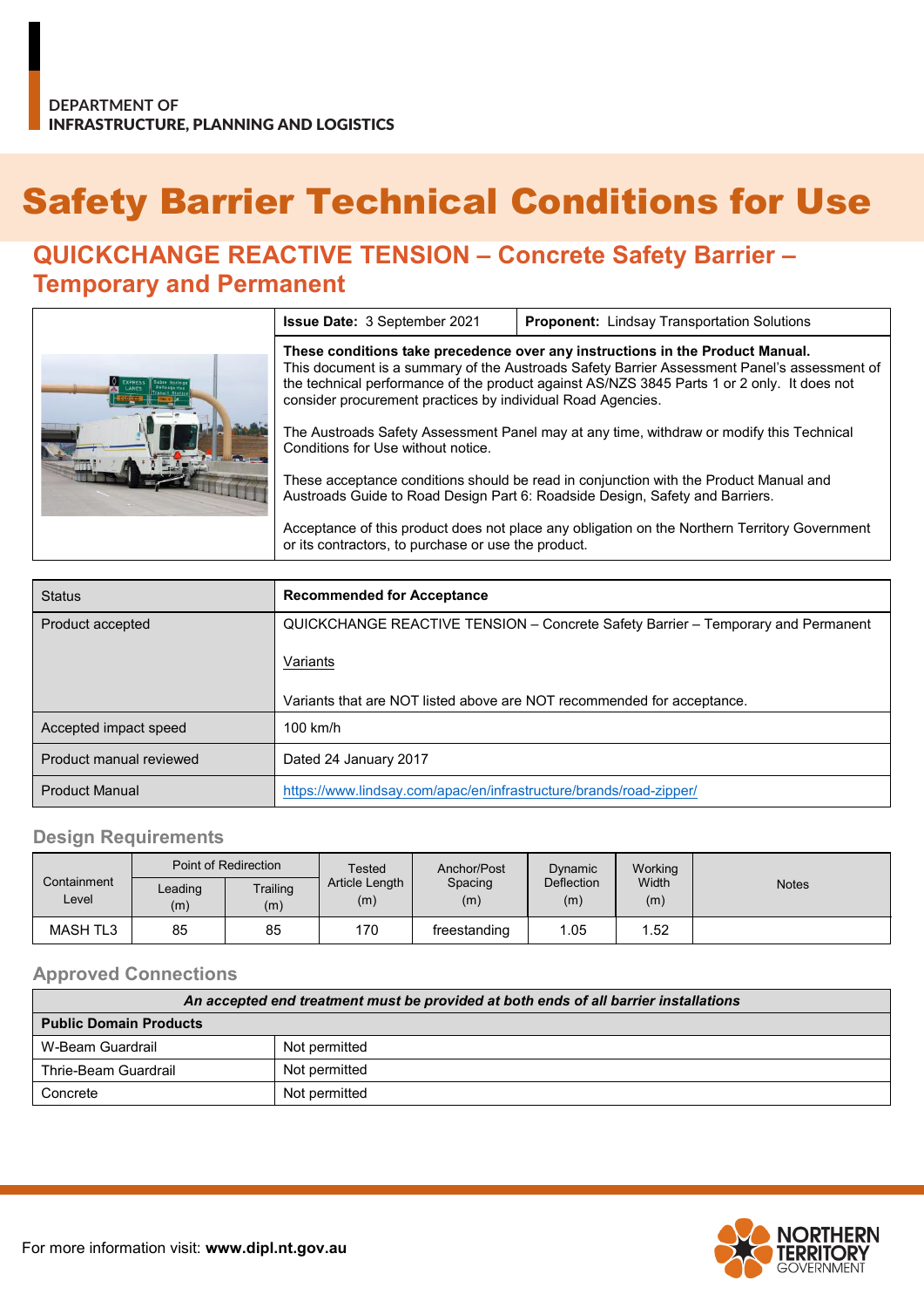DEPARTMENT OF
INFRASTRUCTURE, PLANNING AND LOGISTICS

# Safety Barrier Technical Conditions for Use

## QUICKCHANGE REACTIVE TENSION – Concrete Safety Barrier – Temporary and Permanent

| | **Issue Date:** 3 September 2021 | **Proponent:** Lindsay Transportation Solutions |
|---|---|---|
| | **These conditions take precedence over any instructions in the Product Manual.** This document is a summary of the Austroads Safety Barrier Assessment Panel's assessment of the technical performance of the product against AS/NZS 3845 Parts 1 or 2 only. It does not consider procurement practices by individual Road Agencies.<br><br>The Austroads Safety Assessment Panel may at any time, withdraw or modify this Technical Conditions for Use without notice.<br><br>These acceptance conditions should be read in conjunction with the Product Manual and Austroads Guide to Road Design Part 6: Roadside Design, Safety and Barriers.<br><br>Acceptance of this product does not place any obligation on the Northern Territory Government or its contractors, to purchase or use the product. | |

| Status | **Recommended for Acceptance** |
|---|---|
| Product accepted | QUICKCHANGE REACTIVE TENSION – Concrete Safety Barrier – Temporary and Permanent<br><br>Variants<br><br>Variants that are NOT listed above are NOT recommended for acceptance. |
| Accepted impact speed | 100 km/h |
| Product manual reviewed | Dated 24 January 2017 |
| Product Manual | https://www.lindsay.com/apac/en/infrastructure/brands/road-zipper/ |

### Design Requirements

| Containment Level | Point of Redirection | | Tested Article Length (m) | Anchor/Post Spacing (m) | Dynamic Deflection (m) | Working Width (m) | Notes |
|---|---|---|---|---|---|---|---|
| | Leading (m) | Trailing (m) | | | | | |
| MASH TL3 | 85 | 85 | 170 | freestanding | 1.05 | 1.52 | |

### Approved Connections

| *An accepted end treatment must be provided at both ends of all barrier installations* | |
|---|---|
| **Public Domain Products** | |
| W-Beam Guardrail | Not permitted |
| Thrie-Beam Guardrail | Not permitted |
| Concrete | Not permitted |

For more information visit: **www.dipl.nt.gov.au**

NORTHERN TERRITORY GOVERNMENT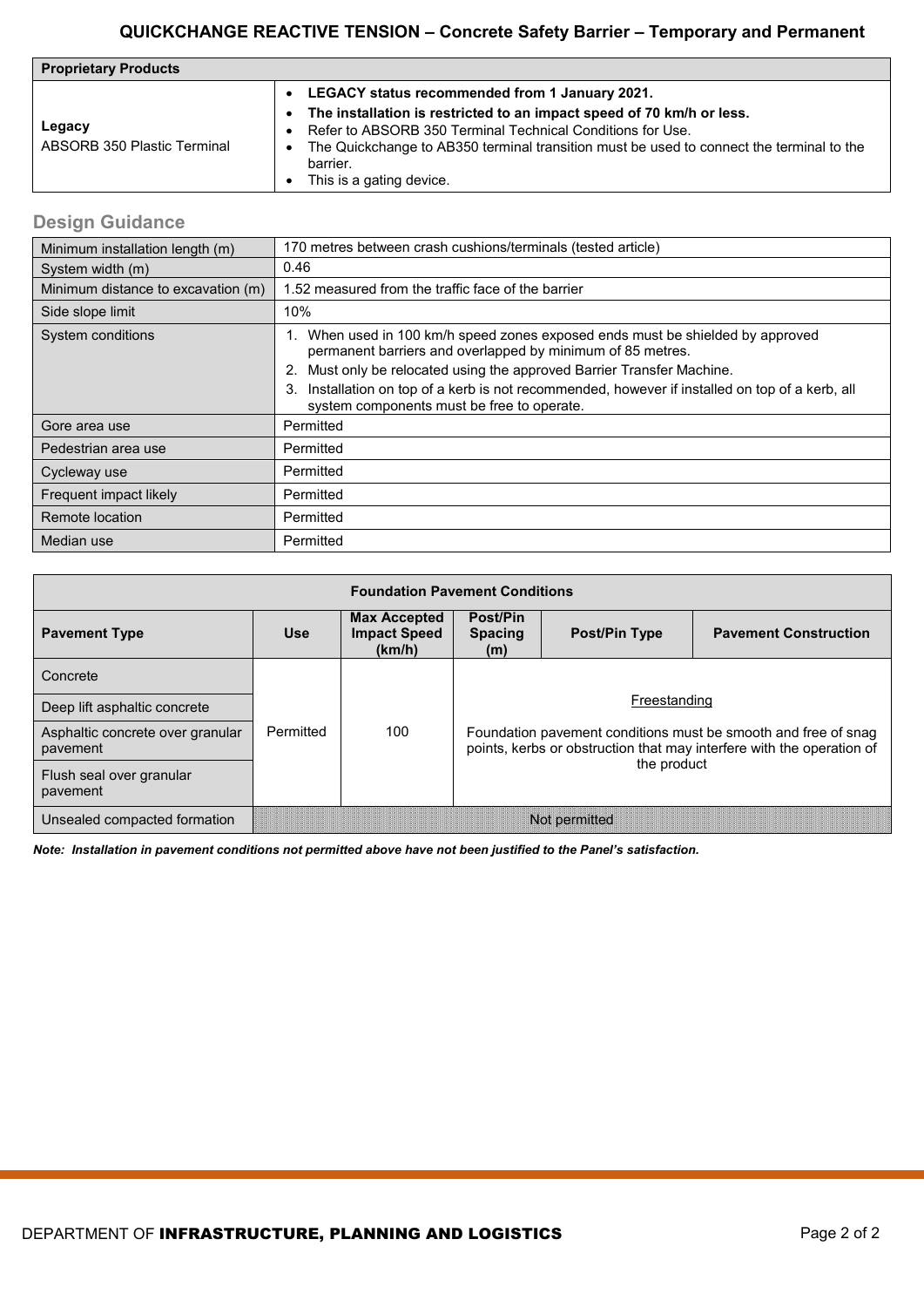# QUICKCHANGE REACTIVE TENSION – Concrete Safety Barrier – Temporary and Permanent

| Proprietary Products | |
|---|---|
| **Legacy**<br>ABSORB 350 Plastic Terminal | • **LEGACY status recommended from 1 January 2021.**<br>• **The installation is restricted to an impact speed of 70 km/h or less.**<br>• Refer to ABSORB 350 Terminal Technical Conditions for Use.<br>• The Quickchange to AB350 terminal transition must be used to connect the terminal to the barrier.<br>• This is a gating device. |

## Design Guidance

| | |
|---|---|
| Minimum installation length (m) | 170 metres between crash cushions/terminals (tested article) |
| System width (m) | 0.46 |
| Minimum distance to excavation (m) | 1.52 measured from the traffic face of the barrier |
| Side slope limit | 10% |
| System conditions | 1. When used in 100 km/h speed zones exposed ends must be shielded by approved permanent barriers and overlapped by minimum of 85 metres.<br>2. Must only be relocated using the approved Barrier Transfer Machine.<br>3. Installation on top of a kerb is not recommended, however if installed on top of a kerb, all system components must be free to operate. |
| Gore area use | Permitted |
| Pedestrian area use | Permitted |
| Cycleway use | Permitted |
| Frequent impact likely | Permitted |
| Remote location | Permitted |
| Median use | Permitted |

| Foundation Pavement Conditions | | | | | |
|---|---|---|---|---|---|
| **Pavement Type** | **Use** | **Max Accepted Impact Speed (km/h)** | **Post/Pin Spacing (m)** | **Post/Pin Type** | **Pavement Construction** |
| Concrete | Permitted | 100 | Freestanding<br>Foundation pavement conditions must be smooth and free of snag points, kerbs or obstruction that may interfere with the operation of the product | | |
| Deep lift asphaltic concrete | Permitted | 100 | Freestanding<br>Foundation pavement conditions must be smooth and free of snag points, kerbs or obstruction that may interfere with the operation of the product | | |
| Asphaltic concrete over granular pavement | Permitted | 100 | Freestanding<br>Foundation pavement conditions must be smooth and free of snag points, kerbs or obstruction that may interfere with the operation of the product | | |
| Flush seal over granular pavement | Permitted | 100 | Freestanding<br>Foundation pavement conditions must be smooth and free of snag points, kerbs or obstruction that may interfere with the operation of the product | | |
| Unsealed compacted formation | Not permitted | | | | |

***Note: Installation in pavement conditions not permitted above have not been justified to the Panel's satisfaction.***